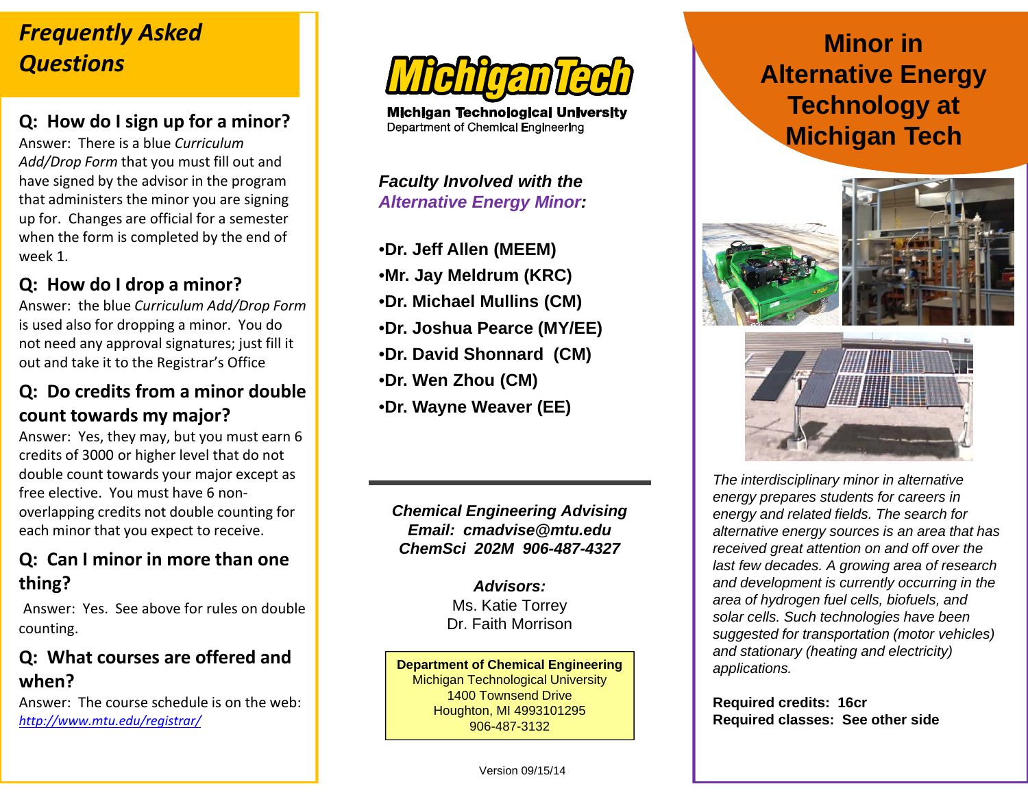## Frequently Asked Questions

### Q: How do I sign up for a minor?

Answer: There is a blue *Curriculum Add/Drop Form* that you must fill out and have signed by the advisor in the program that administers the minor you are signing up for. Changes are official for a semester when the form is completed by the end of week 1.

### Q: How do I drop a minor?

Answer: the blue *Curriculum Add/Drop Form* is used also for dropping a minor. You do not need any approval signatures; just fill it out and take it to the Registrar's Office

### Q: Do credits from a minor double count towards my major?

Answer: Yes, they may, but you must earn 6 credits of 3000 or higher level that do not double count towards your major except as free elective. You must have 6 non-overlapping credits not double counting for each minor that you expect to receive.

### Q: Can I minor in more than one thing?

Answer: Yes. See above for rules on double counting.

### Q: What courses are offered and when?

Answer: The course schedule is on the web: *http://www.mtu.edu/registrar/*

# Michigan Tech

**Michigan Technological University**
Department of Chemical Engineering

***Faculty Involved with the Alternative Energy Minor:***

- **Dr. Jeff Allen (MEEM)**
- **Mr. Jay Meldrum (KRC)**
- **Dr. Michael Mullins (CM)**
- **Dr. Joshua Pearce (MY/EE)**
- **Dr. David Shonnard (CM)**
- **Dr. Wen Zhou (CM)**
- **Dr. Wayne Weaver (EE)**

***Chemical Engineering Advising***
***Email: cmadvise@mtu.edu***
***ChemSci 202M 906-487-4327***

***Advisors:***
Ms. Katie Torrey
Dr. Faith Morrison

**Department of Chemical Engineering**
Michigan Technological University
1400 Townsend Drive
Houghton, MI 4993101295
906-487-3132

Version 09/15/14

# Minor in Alternative Energy Technology at Michigan Tech

*The interdisciplinary minor in alternative energy prepares students for careers in energy and related fields. The search for alternative energy sources is an area that has received great attention on and off over the last few decades. A growing area of research and development is currently occurring in the area of hydrogen fuel cells, biofuels, and solar cells. Such technologies have been suggested for transportation (motor vehicles) and stationary (heating and electricity) applications.*

**Required credits: 16cr**
**Required classes: See other side**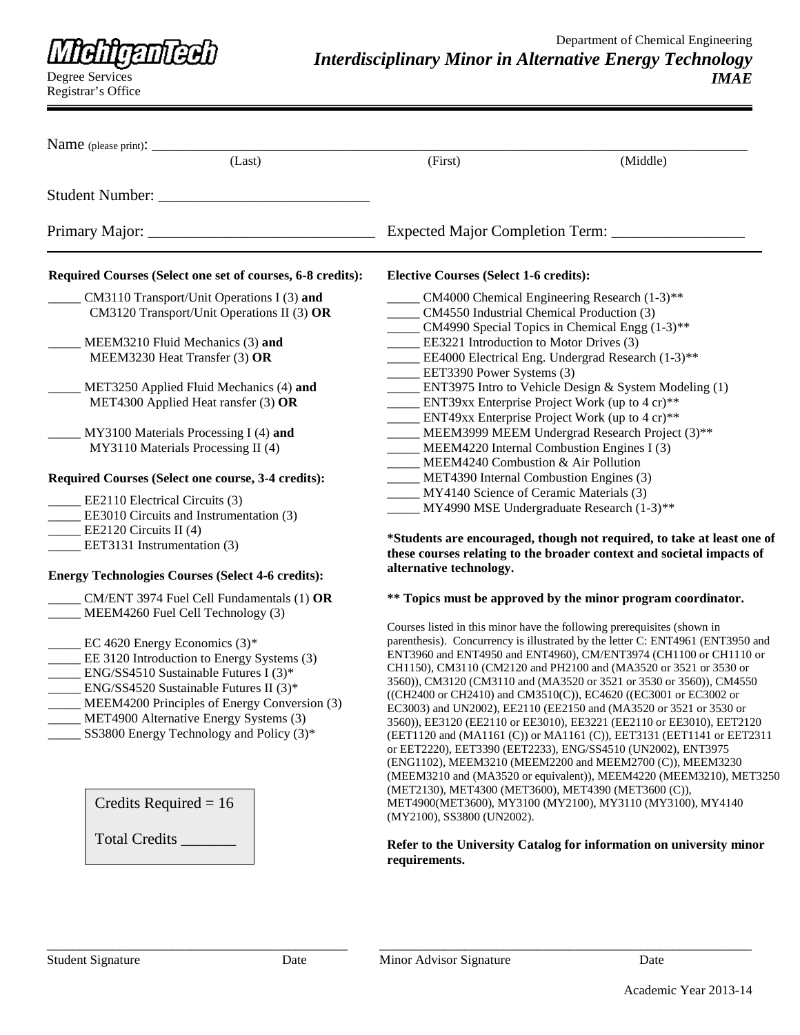**MichiganTech**

Degree Services
Registrar's Office

Department of Chemical Engineering

# *Interdisciplinary Minor in Alternative Energy Technology*

***IMAE***

---

Name (please print): ______________________________________________
(Last) (First) (Middle)

Student Number: ___________________________

Primary Major: _____________________________ Expected Major Completion Term: _________________

**Required Courses (Select one set of courses, 6-8 credits):**

_____ CM3110 Transport/Unit Operations I (3) **and** CM3120 Transport/Unit Operations II (3) **OR**

_____ MEEM3210 Fluid Mechanics (3) **and** MEEM3230 Heat Transfer (3) **OR**

_____ MET3250 Applied Fluid Mechanics (4) **and** MET4300 Applied Heat ransfer (3) **OR**

_____ MY3100 Materials Processing I (4) **and** MY3110 Materials Processing II (4)

**Required Courses (Select one course, 3-4 credits):**

_____ EE2110 Electrical Circuits (3)
_____ EE3010 Circuits and Instrumentation (3)
_____ EE2120 Circuits II (4)
_____ EET3131 Instrumentation (3)

**Energy Technologies Courses (Select 4-6 credits):**

_____ CM/ENT 3974 Fuel Cell Fundamentals (1) **OR**
_____ MEEM4260 Fuel Cell Technology (3)

_____ EC 4620 Energy Economics (3)*
_____ EE 3120 Introduction to Energy Systems (3)
_____ ENG/SS4510 Sustainable Futures I (3)*
_____ ENG/SS4520 Sustainable Futures II (3)*
_____ MEEM4200 Principles of Energy Conversion (3)
_____ MET4900 Alternative Energy Systems (3)
_____ SS3800 Energy Technology and Policy (3)*

Credits Required = 16

Total Credits _______

**Elective Courses (Select 1-6 credits):**

_____ CM4000 Chemical Engineering Research (1-3)**
_____ CM4550 Industrial Chemical Production (3)
_____ CM4990 Special Topics in Chemical Engg (1-3)**
_____ EE3221 Introduction to Motor Drives (3)
_____ EE4000 Electrical Eng. Undergrad Research (1-3)**
_____ EET3390 Power Systems (3)
_____ ENT3975 Intro to Vehicle Design & System Modeling (1)
_____ ENT39xx Enterprise Project Work (up to 4 cr)**
_____ ENT49xx Enterprise Project Work (up to 4 cr)**
_____ MEEM3999 MEEM Undergrad Research Project (3)**
_____ MEEM4220 Internal Combustion Engines I (3)
_____ MEEM4240 Combustion & Air Pollution
_____ MET4390 Internal Combustion Engines (3)
_____ MY4140 Science of Ceramic Materials (3)
_____ MY4990 MSE Undergraduate Research (1-3)**

***Students are encouraged, though not required, to take at least one of these courses relating to the broader context and societal impacts of alternative technology.**

**** Topics must be approved by the minor program coordinator.**

Courses listed in this minor have the following prerequisites (shown in parenthesis). Concurrency is illustrated by the letter C: ENT4961 (ENT3950 and ENT3960 and ENT4950 and ENT4960), CM/ENT3974 (CH1100 or CH1110 or CH1150), CM3110 (CM2120 and PH2100 and (MA3520 or 3521 or 3530 or 3560)), CM3120 (CM3110 and (MA3520 or 3521 or 3530 or 3560)), CM4550 ((CH2400 or CH2410) and CM3510(C)), EC4620 ((EC3001 or EC3002 or EC3003) and UN2002), EE2110 (EE2150 and (MA3520 or 3521 or 3530 or 3560)), EE3120 (EE2110 or EE3010), EE3221 (EE2110 or EE3010), EET2120 (EET1120 and (MA1161 (C)) or MA1161 (C)), EET3131 (EET1141 or EET2311 or EET2220), EET3390 (EET2233), ENG/SS4510 (UN2002), ENT3975 (ENG1102), MEEM3210 (MEEM2200 and MEEM2700 (C)), MEEM3230 (MEEM3210 and (MA3520 or equivalent)), MEEM4220 (MEEM3210), MET3250 (MET2130), MET4300 (MET3600), MET4390 (MET3600 (C)), MET4900(MET3600), MY3100 (MY2100), MY3110 (MY3100), MY4140 (MY2100), SS3800 (UN2002).

**Refer to the University Catalog for information on university minor requirements.**

_____________________________________ _____________________________________

Student Signature Date Minor Advisor Signature Date

Academic Year 2013-14